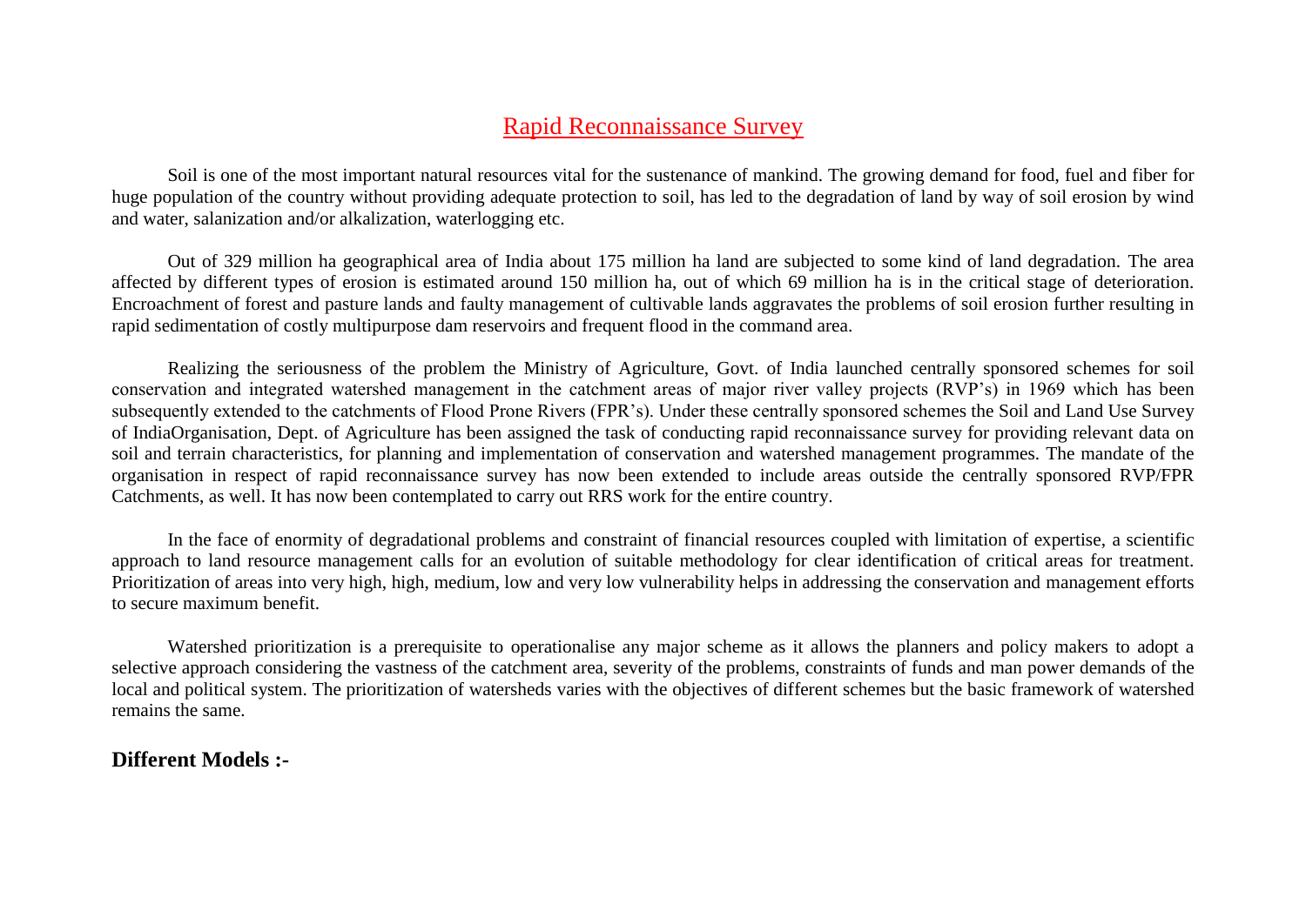# Rapid Reconnaissance Survey

Soil is one of the most important natural resources vital for the sustenance of mankind. The growing demand for food, fuel and fiber for huge population of the country without providing adequate protection to soil, has led to the degradation of land by way of soil erosion by wind and water, salanization and/or alkalization, waterlogging etc.

Out of 329 million ha geographical area of India about 175 million ha land are subjected to some kind of land degradation. The area affected by different types of erosion is estimated around 150 million ha, out of which 69 million ha is in the critical stage of deterioration. Encroachment of forest and pasture lands and faulty management of cultivable lands aggravates the problems of soil erosion further resulting in rapid sedimentation of costly multipurpose dam reservoirs and frequent flood in the command area.

Realizing the seriousness of the problem the Ministry of Agriculture, Govt. of India launched centrally sponsored schemes for soil conservation and integrated watershed management in the catchment areas of major river valley projects (RVP's) in 1969 which has been subsequently extended to the catchments of Flood Prone Rivers (FPR's). Under these centrally sponsored schemes the Soil and Land Use Survey of IndiaOrganisation, Dept. of Agriculture has been assigned the task of conducting rapid reconnaissance survey for providing relevant data on soil and terrain characteristics, for planning and implementation of conservation and watershed management programmes. The mandate of the organisation in respect of rapid reconnaissance survey has now been extended to include areas outside the centrally sponsored RVP/FPR Catchments, as well. It has now been contemplated to carry out RRS work for the entire country.

In the face of enormity of degradational problems and constraint of financial resources coupled with limitation of expertise, a scientific approach to land resource management calls for an evolution of suitable methodology for clear identification of critical areas for treatment. Prioritization of areas into very high, high, medium, low and very low vulnerability helps in addressing the conservation and management efforts to secure maximum benefit.

Watershed prioritization is a prerequisite to operationalise any major scheme as it allows the planners and policy makers to adopt a selective approach considering the vastness of the catchment area, severity of the problems, constraints of funds and man power demands of the local and political system. The prioritization of watersheds varies with the objectives of different schemes but the basic framework of watershed remains the same.

**Different Models :-**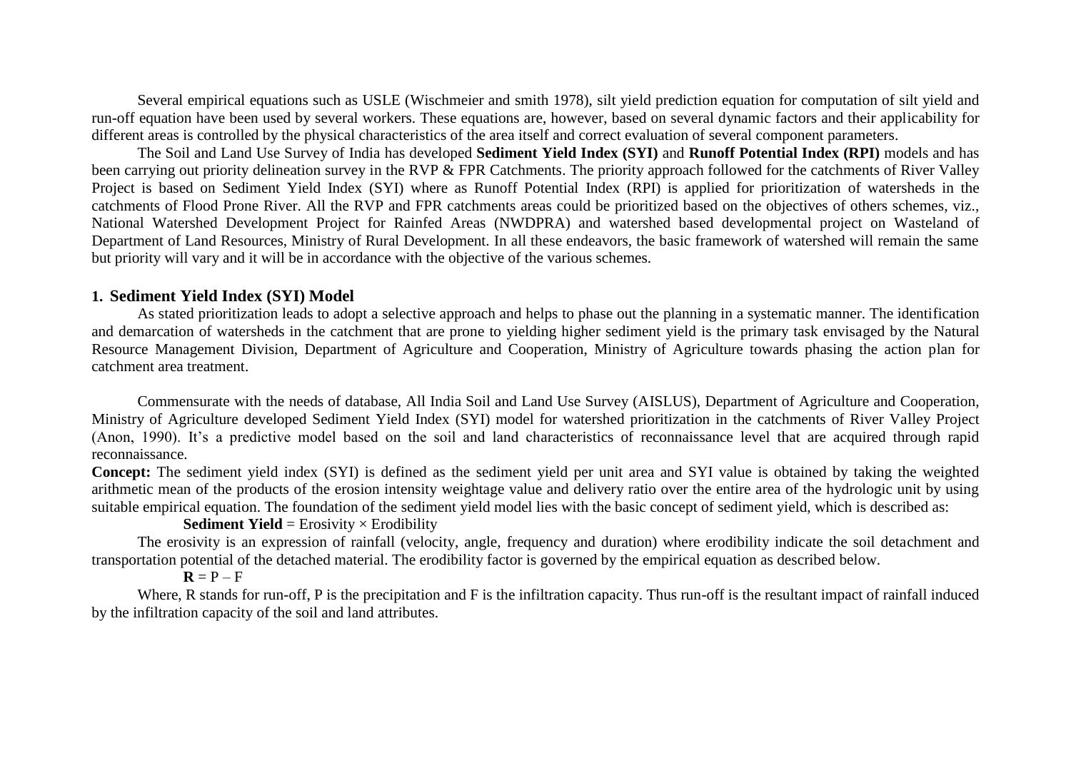Several empirical equations such as USLE (Wischmeier and smith 1978), silt yield prediction equation for computation of silt yield and run-off equation have been used by several workers. These equations are, however, based on several dynamic factors and their applicability for different areas is controlled by the physical characteristics of the area itself and correct evaluation of several component parameters.

The Soil and Land Use Survey of India has developed **Sediment Yield Index (SYI)** and **Runoff Potential Index (RPI)** models and has been carrying out priority delineation survey in the RVP & FPR Catchments. The priority approach followed for the catchments of River Valley Project is based on Sediment Yield Index (SYI) where as Runoff Potential Index (RPI) is applied for prioritization of watersheds in the catchments of Flood Prone River. All the RVP and FPR catchments areas could be prioritized based on the objectives of others schemes, viz., National Watershed Development Project for Rainfed Areas (NWDPRA) and watershed based developmental project on Wasteland of Department of Land Resources, Ministry of Rural Development. In all these endeavors, the basic framework of watershed will remain the same but priority will vary and it will be in accordance with the objective of the various schemes.

## 1. Sediment Yield Index (SYI) Model

As stated prioritization leads to adopt a selective approach and helps to phase out the planning in a systematic manner. The identification and demarcation of watersheds in the catchment that are prone to yielding higher sediment yield is the primary task envisaged by the Natural Resource Management Division, Department of Agriculture and Cooperation, Ministry of Agriculture towards phasing the action plan for catchment area treatment.

Commensurate with the needs of database, All India Soil and Land Use Survey (AISLUS), Department of Agriculture and Cooperation, Ministry of Agriculture developed Sediment Yield Index (SYI) model for watershed prioritization in the catchments of River Valley Project (Anon, 1990). It's a predictive model based on the soil and land characteristics of reconnaissance level that are acquired through rapid reconnaissance.

**Concept:** The sediment yield index (SYI) is defined as the sediment yield per unit area and SYI value is obtained by taking the weighted arithmetic mean of the products of the erosion intensity weightage value and delivery ratio over the entire area of the hydrologic unit by using suitable empirical equation. The foundation of the sediment yield model lies with the basic concept of sediment yield, which is described as:

**Sediment Yield** = Erosivity × Erodibility

The erosivity is an expression of rainfall (velocity, angle, frequency and duration) where erodibility indicate the soil detachment and transportation potential of the detached material. The erodibility factor is governed by the empirical equation as described below.

$$\mathbf{R} = P - F$$

Where, R stands for run-off, P is the precipitation and F is the infiltration capacity. Thus run-off is the resultant impact of rainfall induced by the infiltration capacity of the soil and land attributes.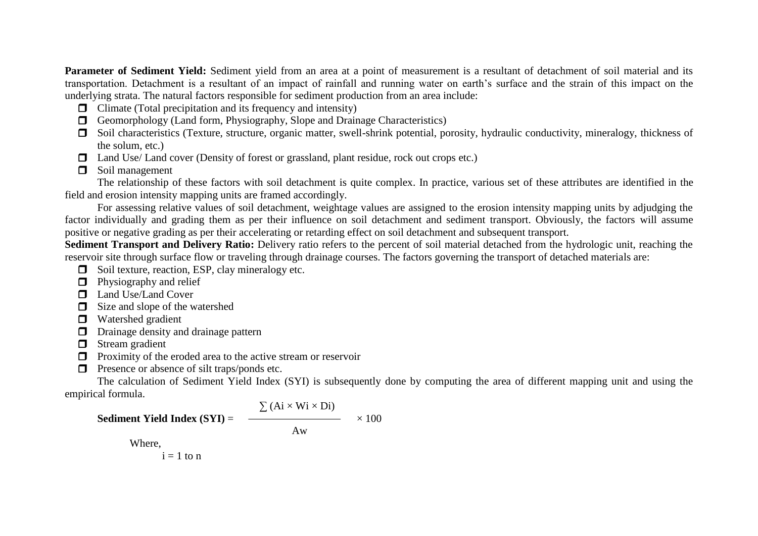**Parameter of Sediment Yield:** Sediment yield from an area at a point of measurement is a resultant of detachment of soil material and its transportation. Detachment is a resultant of an impact of rainfall and running water on earth's surface and the strain of this impact on the underlying strata. The natural factors responsible for sediment production from an area include:

- Climate (Total precipitation and its frequency and intensity)
- Geomorphology (Land form, Physiography, Slope and Drainage Characteristics)
- Soil characteristics (Texture, structure, organic matter, swell-shrink potential, porosity, hydraulic conductivity, mineralogy, thickness of the solum, etc.)
- Land Use/ Land cover (Density of forest or grassland, plant residue, rock out crops etc.)
- Soil management

The relationship of these factors with soil detachment is quite complex. In practice, various set of these attributes are identified in the field and erosion intensity mapping units are framed accordingly.

For assessing relative values of soil detachment, weightage values are assigned to the erosion intensity mapping units by adjudging the factor individually and grading them as per their influence on soil detachment and sediment transport. Obviously, the factors will assume positive or negative grading as per their accelerating or retarding effect on soil detachment and subsequent transport.

**Sediment Transport and Delivery Ratio:** Delivery ratio refers to the percent of soil material detached from the hydrologic unit, reaching the reservoir site through surface flow or traveling through drainage courses. The factors governing the transport of detached materials are:

- Soil texture, reaction, ESP, clay mineralogy etc.
- Physiography and relief
- Land Use/Land Cover
- Size and slope of the watershed
- Watershed gradient
- Drainage density and drainage pattern
- Stream gradient
- Proximity of the eroded area to the active stream or reservoir
- Presence or absence of silt traps/ponds etc.

The calculation of Sediment Yield Index (SYI) is subsequently done by computing the area of different mapping unit and using the empirical formula.

$$\textbf{Sediment Yield Index (SYI)} = \frac{\sum (Ai \times Wi \times Di)}{Aw} \times 100$$

Where,

$i = 1$ to $n$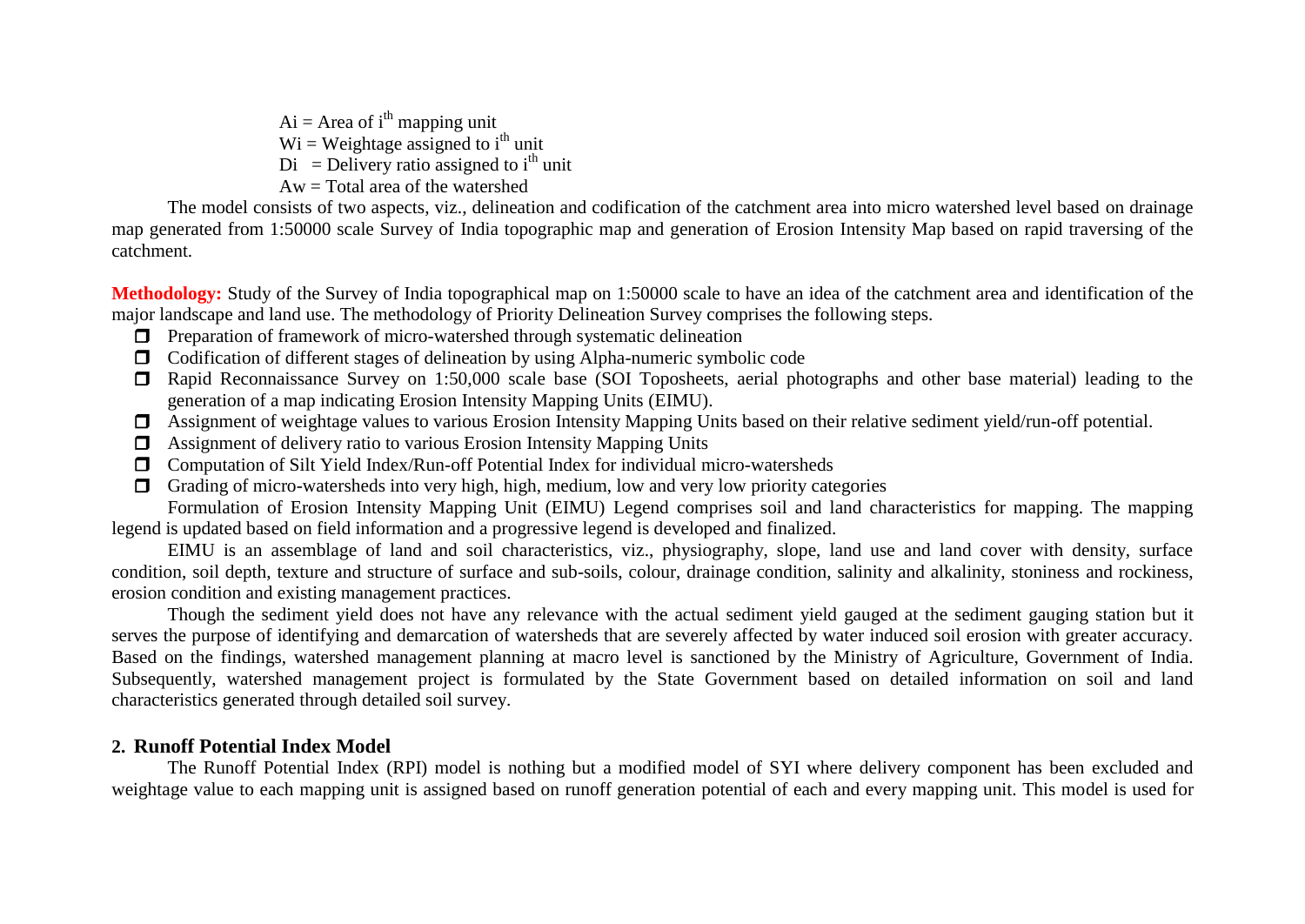$A_i$ = Area of $i^{th}$ mapping unit
$W_i$ = Weightage assigned to $i^{th}$ unit
$D_i$ = Delivery ratio assigned to $i^{th}$ unit
$A_w$ = Total area of the watershed

The model consists of two aspects, viz., delineation and codification of the catchment area into micro watershed level based on drainage map generated from 1:50000 scale Survey of India topographic map and generation of Erosion Intensity Map based on rapid traversing of the catchment.

**Methodology:** Study of the Survey of India topographical map on 1:50000 scale to have an idea of the catchment area and identification of the major landscape and land use. The methodology of Priority Delineation Survey comprises the following steps.

- Preparation of framework of micro-watershed through systematic delineation
- Codification of different stages of delineation by using Alpha-numeric symbolic code
- Rapid Reconnaissance Survey on 1:50,000 scale base (SOI Toposheets, aerial photographs and other base material) leading to the generation of a map indicating Erosion Intensity Mapping Units (EIMU).
- Assignment of weightage values to various Erosion Intensity Mapping Units based on their relative sediment yield/run-off potential.
- Assignment of delivery ratio to various Erosion Intensity Mapping Units
- Computation of Silt Yield Index/Run-off Potential Index for individual micro-watersheds
- Grading of micro-watersheds into very high, high, medium, low and very low priority categories

Formulation of Erosion Intensity Mapping Unit (EIMU) Legend comprises soil and land characteristics for mapping. The mapping legend is updated based on field information and a progressive legend is developed and finalized.

EIMU is an assemblage of land and soil characteristics, viz., physiography, slope, land use and land cover with density, surface condition, soil depth, texture and structure of surface and sub-soils, colour, drainage condition, salinity and alkalinity, stoniness and rockiness, erosion condition and existing management practices.

Though the sediment yield does not have any relevance with the actual sediment yield gauged at the sediment gauging station but it serves the purpose of identifying and demarcation of watersheds that are severely affected by water induced soil erosion with greater accuracy. Based on the findings, watershed management planning at macro level is sanctioned by the Ministry of Agriculture, Government of India. Subsequently, watershed management project is formulated by the State Government based on detailed information on soil and land characteristics generated through detailed soil survey.

## 2. Runoff Potential Index Model

The Runoff Potential Index (RPI) model is nothing but a modified model of SYI where delivery component has been excluded and weightage value to each mapping unit is assigned based on runoff generation potential of each and every mapping unit. This model is used for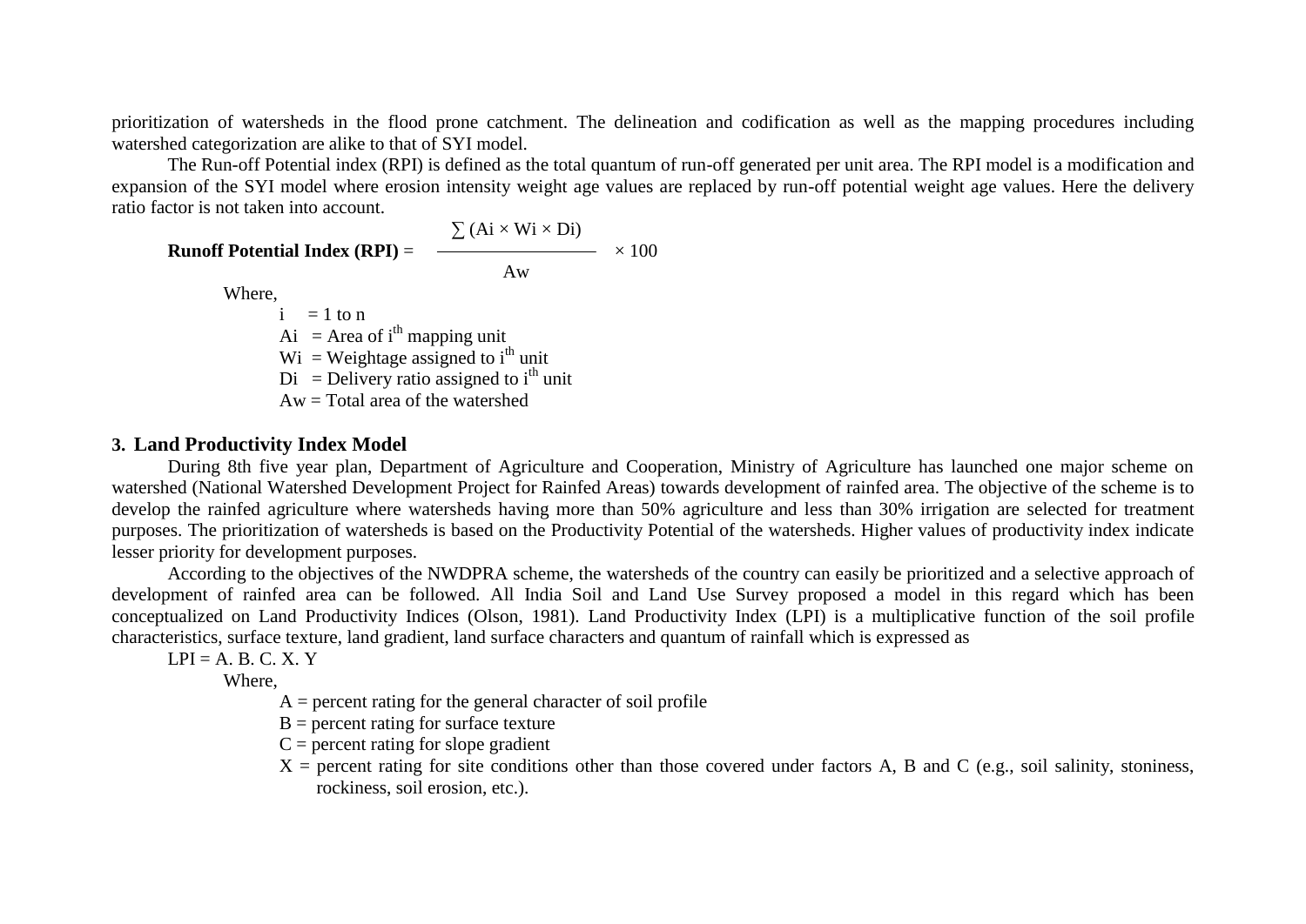prioritization of watersheds in the flood prone catchment. The delineation and codification as well as the mapping procedures including watershed categorization are alike to that of SYI model.

The Run-off Potential index (RPI) is defined as the total quantum of run-off generated per unit area. The RPI model is a modification and expansion of the SYI model where erosion intensity weight age values are replaced by run-off potential weight age values. Here the delivery ratio factor is not taken into account.

$$\textbf{Runoff Potential Index (RPI)} = \frac{\sum (Ai \times Wi \times Di)}{Aw} \times 100$$

Where,

- $i$ = 1 to n
- $Ai$ = Area of i[th] mapping unit
- $Wi$ = Weightage assigned to i[th] unit
- $Di$ = Delivery ratio assigned to i[th] unit
- $Aw$ = Total area of the watershed

### 3. Land Productivity Index Model

During 8th five year plan, Department of Agriculture and Cooperation, Ministry of Agriculture has launched one major scheme on watershed (National Watershed Development Project for Rainfed Areas) towards development of rainfed area. The objective of the scheme is to develop the rainfed agriculture where watersheds having more than 50% agriculture and less than 30% irrigation are selected for treatment purposes. The prioritization of watersheds is based on the Productivity Potential of the watersheds. Higher values of productivity index indicate lesser priority for development purposes.

According to the objectives of the NWDPRA scheme, the watersheds of the country can easily be prioritized and a selective approach of development of rainfed area can be followed. All India Soil and Land Use Survey proposed a model in this regard which has been conceptualized on Land Productivity Indices (Olson, 1981). Land Productivity Index (LPI) is a multiplicative function of the soil profile characteristics, surface texture, land gradient, land surface characters and quantum of rainfall which is expressed as

$$LPI = A.\ B.\ C.\ X.\ Y$$

Where,

- A = percent rating for the general character of soil profile
- B = percent rating for surface texture
- C = percent rating for slope gradient
- X = percent rating for site conditions other than those covered under factors A, B and C (e.g., soil salinity, stoniness, rockiness, soil erosion, etc.).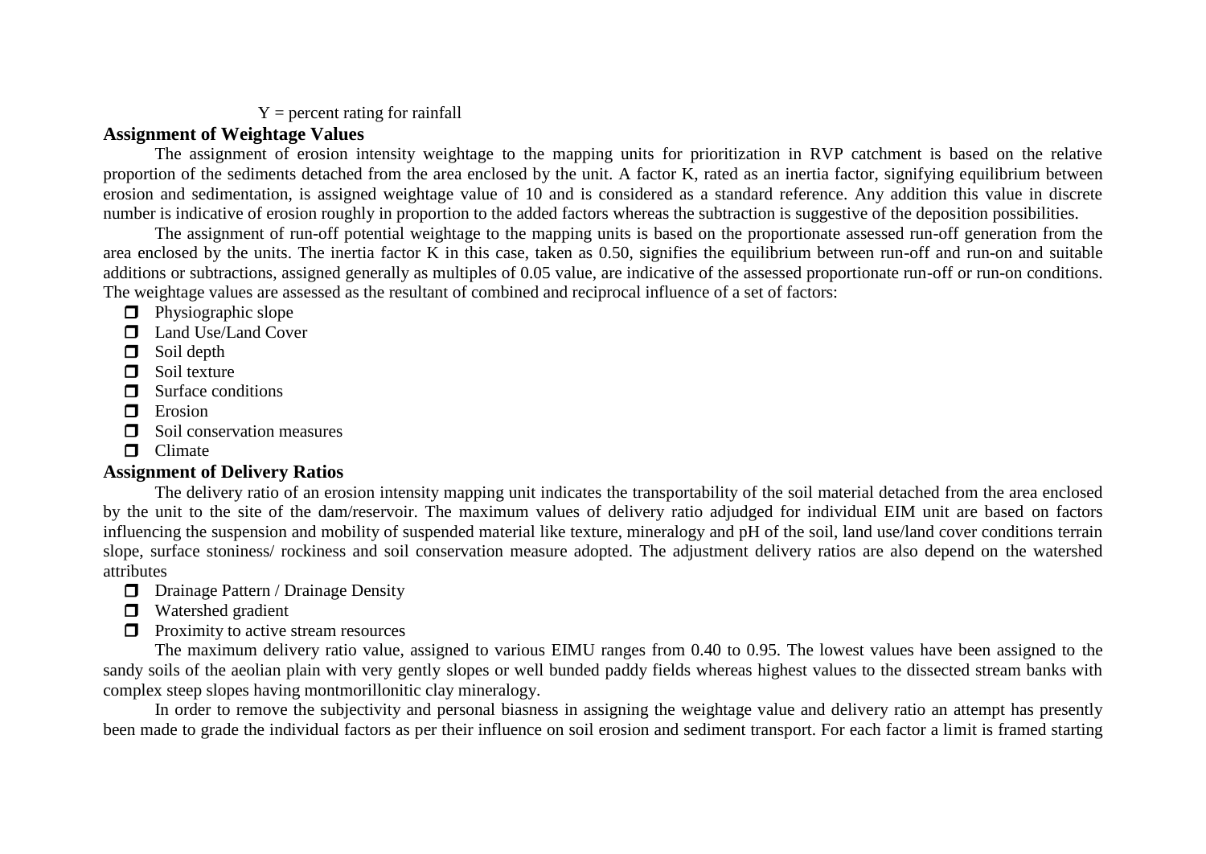Y = percent rating for rainfall

## Assignment of Weightage Values

The assignment of erosion intensity weightage to the mapping units for prioritization in RVP catchment is based on the relative proportion of the sediments detached from the area enclosed by the unit. A factor K, rated as an inertia factor, signifying equilibrium between erosion and sedimentation, is assigned weightage value of 10 and is considered as a standard reference. Any addition this value in discrete number is indicative of erosion roughly in proportion to the added factors whereas the subtraction is suggestive of the deposition possibilities.

The assignment of run-off potential weightage to the mapping units is based on the proportionate assessed run-off generation from the area enclosed by the units. The inertia factor K in this case, taken as 0.50, signifies the equilibrium between run-off and run-on and suitable additions or subtractions, assigned generally as multiples of 0.05 value, are indicative of the assessed proportionate run-off or run-on conditions. The weightage values are assessed as the resultant of combined and reciprocal influence of a set of factors:

- Physiographic slope
- Land Use/Land Cover
- Soil depth
- Soil texture
- Surface conditions
- Erosion
- Soil conservation measures
- Climate

## Assignment of Delivery Ratios

The delivery ratio of an erosion intensity mapping unit indicates the transportability of the soil material detached from the area enclosed by the unit to the site of the dam/reservoir. The maximum values of delivery ratio adjudged for individual EIM unit are based on factors influencing the suspension and mobility of suspended material like texture, mineralogy and pH of the soil, land use/land cover conditions terrain slope, surface stoniness/ rockiness and soil conservation measure adopted. The adjustment delivery ratios are also depend on the watershed attributes

- Drainage Pattern / Drainage Density
- Watershed gradient
- Proximity to active stream resources

The maximum delivery ratio value, assigned to various EIMU ranges from 0.40 to 0.95. The lowest values have been assigned to the sandy soils of the aeolian plain with very gently slopes or well bunded paddy fields whereas highest values to the dissected stream banks with complex steep slopes having montmorillonitic clay mineralogy.

In order to remove the subjectivity and personal biasness in assigning the weightage value and delivery ratio an attempt has presently been made to grade the individual factors as per their influence on soil erosion and sediment transport. For each factor a limit is framed starting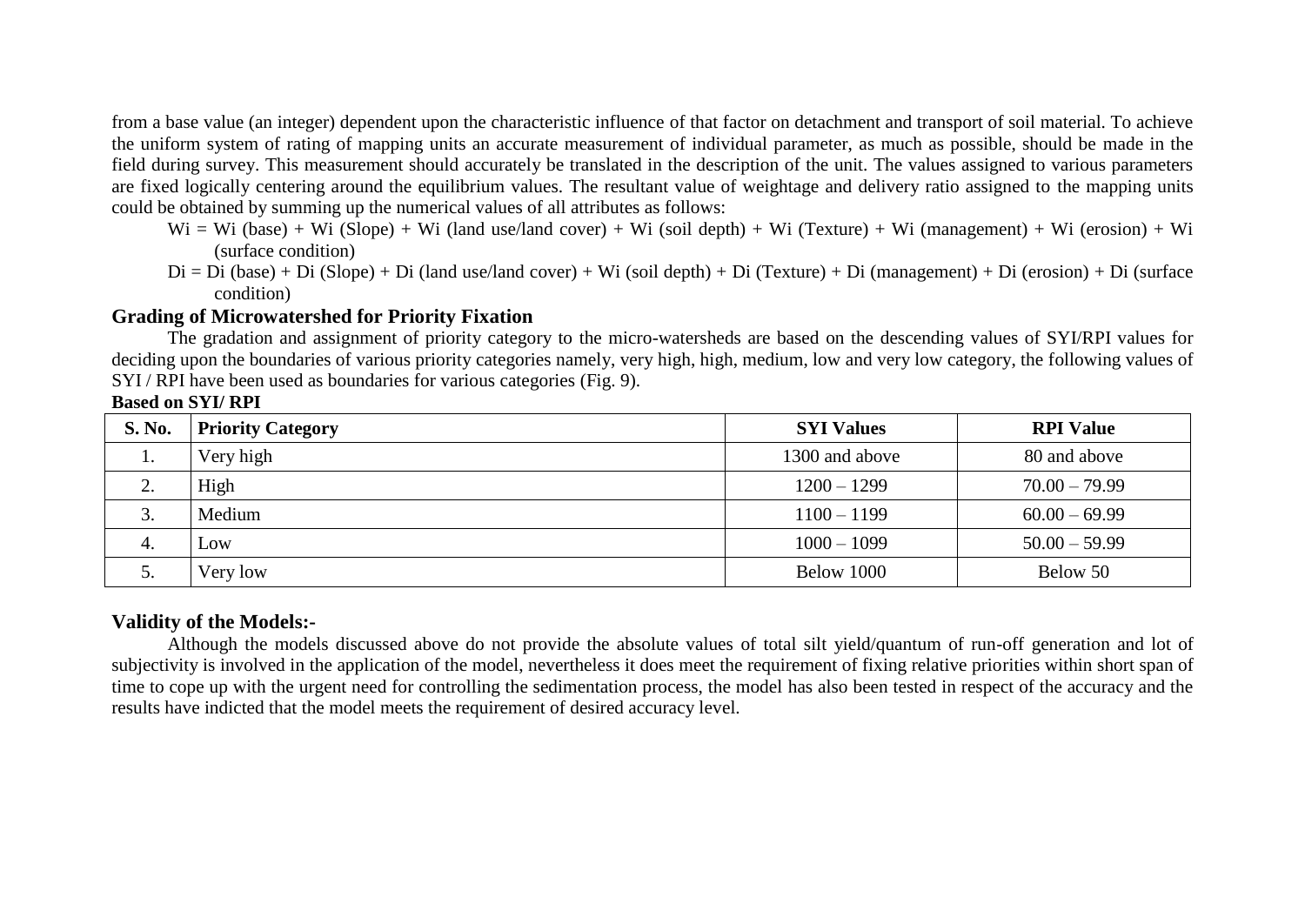from a base value (an integer) dependent upon the characteristic influence of that factor on detachment and transport of soil material. To achieve the uniform system of rating of mapping units an accurate measurement of individual parameter, as much as possible, should be made in the field during survey. This measurement should accurately be translated in the description of the unit. The values assigned to various parameters are fixed logically centering around the equilibrium values. The resultant value of weightage and delivery ratio assigned to the mapping units could be obtained by summing up the numerical values of all attributes as follows:

$W_i$ = $W_i$ (base) + $W_i$ (Slope) + $W_i$ (land use/land cover) + $W_i$ (soil depth) + $W_i$ (Texture) + $W_i$ (management) + $W_i$ (erosion) + $W_i$ (surface condition)

$D_i$ = $D_i$ (base) + $D_i$ (Slope) + $D_i$ (land use/land cover) + $W_i$ (soil depth) + $D_i$ (Texture) + $D_i$ (management) + $D_i$ (erosion) + $D_i$ (surface condition)

### Grading of Microwatershed for Priority Fixation

The gradation and assignment of priority category to the micro-watersheds are based on the descending values of SYI/RPI values for deciding upon the boundaries of various priority categories namely, very high, high, medium, low and very low category, the following values of SYI / RPI have been used as boundaries for various categories (Fig. 9).

**Based on SYI/ RPI**

| S. No. | Priority Category | SYI Values | RPI Value |
|---|---|---|---|
| 1. | Very high | 1300 and above | 80 and above |
| 2. | High | 1200 – 1299 | 70.00 – 79.99 |
| 3. | Medium | 1100 – 1199 | 60.00 – 69.99 |
| 4. | Low | 1000 – 1099 | 50.00 – 59.99 |
| 5. | Very low | Below 1000 | Below 50 |

### Validity of the Models:-

Although the models discussed above do not provide the absolute values of total silt yield/quantum of run-off generation and lot of subjectivity is involved in the application of the model, nevertheless it does meet the requirement of fixing relative priorities within short span of time to cope up with the urgent need for controlling the sedimentation process, the model has also been tested in respect of the accuracy and the results have indicted that the model meets the requirement of desired accuracy level.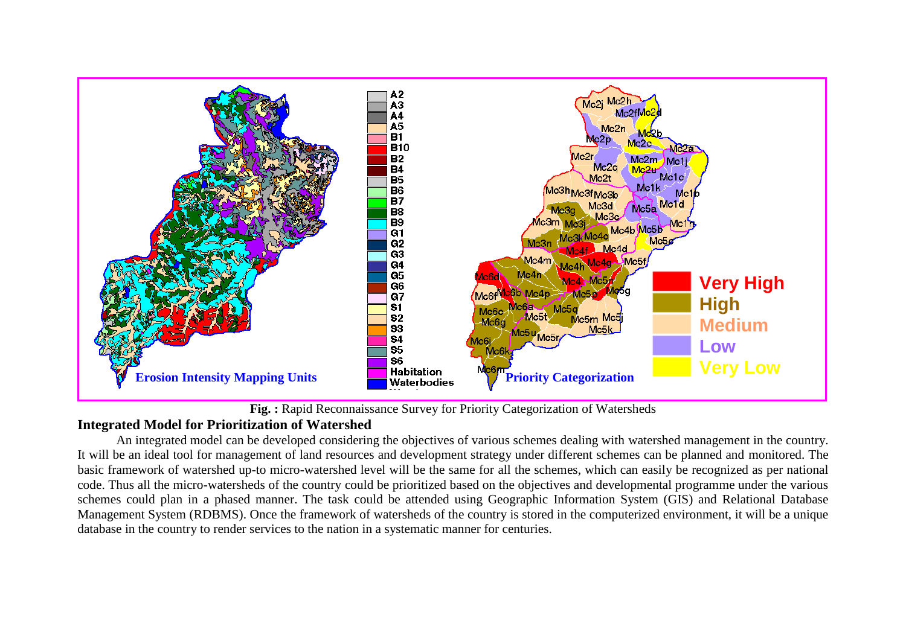Erosion Intensity Mapping Units

A2
A3
A4
A5
B1
B10
B2
B4
B5
B6
B7
B8
B9
G1
G2
G3
G4
G5
G6
G7
S1
S2
S3
S4
S5
S6
Habitation
Waterbodies

Priority Categorization

Very High
High
Medium
Low
Very Low

**Fig. :** Rapid Reconnaissance Survey for Priority Categorization of Watersheds

### Integrated Model for Prioritization of Watershed

An integrated model can be developed considering the objectives of various schemes dealing with watershed management in the country. It will be an ideal tool for management of land resources and development strategy under different schemes can be planned and monitored. The basic framework of watershed up-to micro-watershed level will be the same for all the schemes, which can easily be recognized as per national code. Thus all the micro-watersheds of the country could be prioritized based on the objectives and developmental programme under the various schemes could plan in a phased manner. The task could be attended using Geographic Information System (GIS) and Relational Database Management System (RDBMS). Once the framework of watersheds of the country is stored in the computerized environment, it will be a unique database in the country to render services to the nation in a systematic manner for centuries.